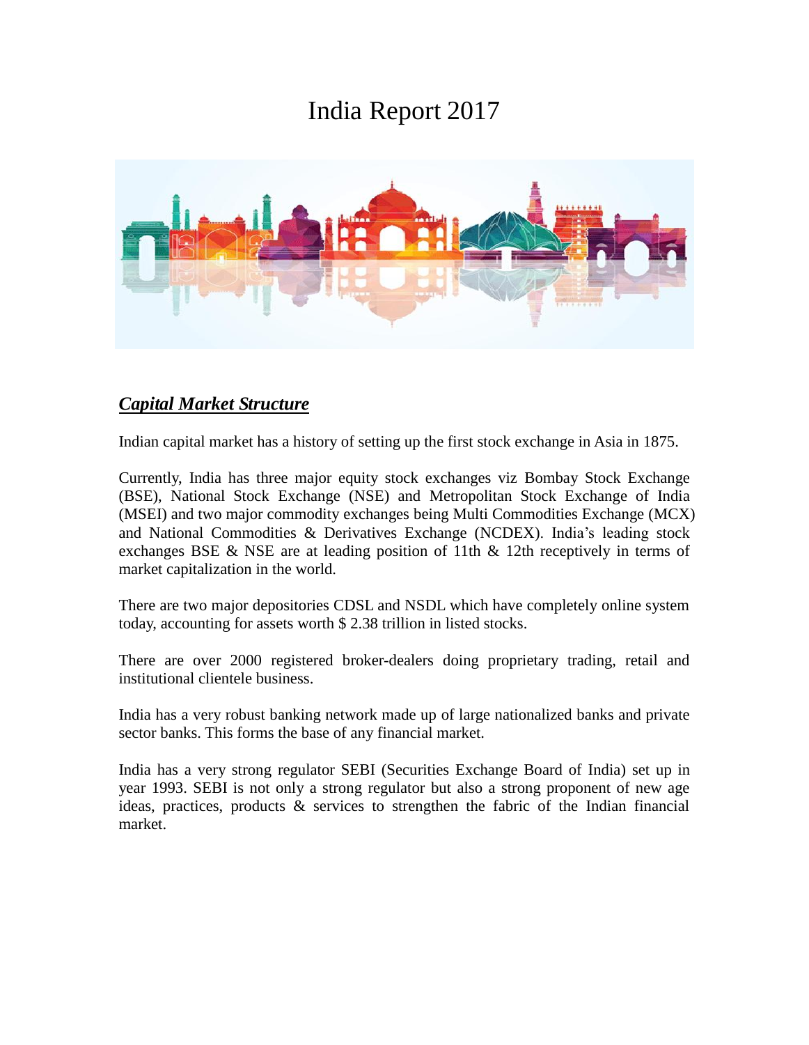# India Report 2017

## ***Capital Market Structure***

Indian capital market has a history of setting up the first stock exchange in Asia in 1875.

Currently, India has three major equity stock exchanges viz Bombay Stock Exchange (BSE), National Stock Exchange (NSE) and Metropolitan Stock Exchange of India (MSEI) and two major commodity exchanges being Multi Commodities Exchange (MCX) and National Commodities & Derivatives Exchange (NCDEX). India's leading stock exchanges BSE & NSE are at leading position of 11th & 12th receptively in terms of market capitalization in the world.

There are two major depositories CDSL and NSDL which have completely online system today, accounting for assets worth $ 2.38 trillion in listed stocks.

There are over 2000 registered broker-dealers doing proprietary trading, retail and institutional clientele business.

India has a very robust banking network made up of large nationalized banks and private sector banks. This forms the base of any financial market.

India has a very strong regulator SEBI (Securities Exchange Board of India) set up in year 1993. SEBI is not only a strong regulator but also a strong proponent of new age ideas, practices, products & services to strengthen the fabric of the Indian financial market.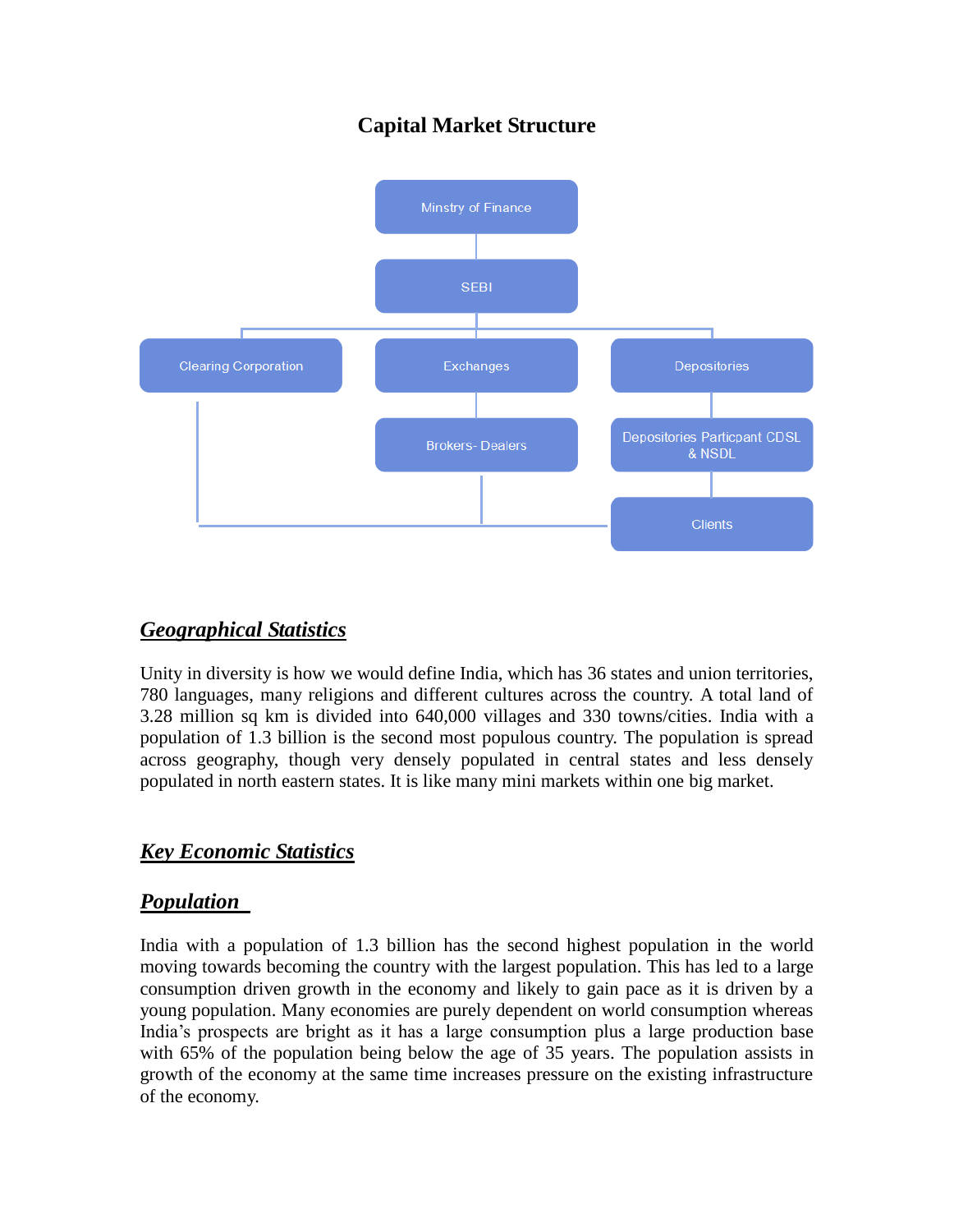# Capital Market Structure

Minstry of Finance

SEBI

Clearing Corporation

Exchanges

Depositories

Brokers- Dealers

Depositories Particpant CDSL & NSDL

Clients

## ***Geographical Statistics***

Unity in diversity is how we would define India, which has 36 states and union territories, 780 languages, many religions and different cultures across the country. A total land of 3.28 million sq km is divided into 640,000 villages and 330 towns/cities. India with a population of 1.3 billion is the second most populous country. The population is spread across geography, though very densely populated in central states and less densely populated in north eastern states. It is like many mini markets within one big market.

## ***Key Economic Statistics***

### ***Population***

India with a population of 1.3 billion has the second highest population in the world moving towards becoming the country with the largest population. This has led to a large consumption driven growth in the economy and likely to gain pace as it is driven by a young population. Many economies are purely dependent on world consumption whereas India's prospects are bright as it has a large consumption plus a large production base with 65% of the population being below the age of 35 years. The population assists in growth of the economy at the same time increases pressure on the existing infrastructure of the economy.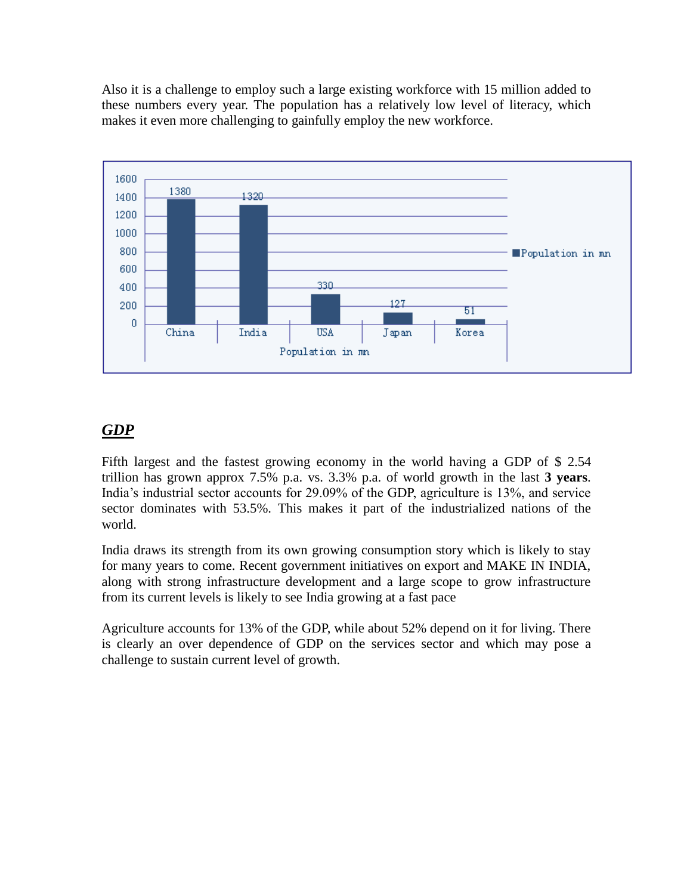Also it is a challenge to employ such a large existing workforce with 15 million added to these numbers every year. The population has a relatively low level of literacy, which makes it even more challenging to gainfully employ the new workforce.

| Population in mn | China | India | USA | Japan | Korea |
|---|---|---|---|---|---|
| Population in mn | 1380 | 1320 | 330 | 127 | 51 |

## ***GDP***

Fifth largest and the fastest growing economy in the world having a GDP of $ 2.54 trillion has grown approx 7.5% p.a. vs. 3.3% p.a. of world growth in the last **3 years**. India's industrial sector accounts for 29.09% of the GDP, agriculture is 13%, and service sector dominates with 53.5%. This makes it part of the industrialized nations of the world.

India draws its strength from its own growing consumption story which is likely to stay for many years to come. Recent government initiatives on export and MAKE IN INDIA, along with strong infrastructure development and a large scope to grow infrastructure from its current levels is likely to see India growing at a fast pace

Agriculture accounts for 13% of the GDP, while about 52% depend on it for living. There is clearly an over dependence of GDP on the services sector and which may pose a challenge to sustain current level of growth.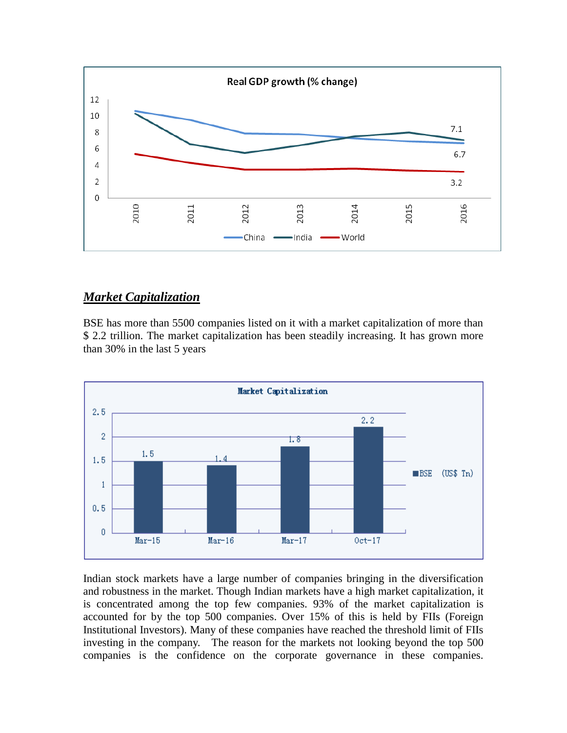## ***Market Capitalization***

BSE has more than 5500 companies listed on it with a market capitalization of more than $ 2.2 trillion. The market capitalization has been steadily increasing. It has grown more than 30% in the last 5 years

Indian stock markets have a large number of companies bringing in the diversification and robustness in the market. Though Indian markets have a high market capitalization, it is concentrated among the top few companies. 93% of the market capitalization is accounted for by the top 500 companies. Over 15% of this is held by FIIs (Foreign Institutional Investors). Many of these companies have reached the threshold limit of FIIs investing in the company. The reason for the markets not looking beyond the top 500 companies is the confidence on the corporate governance in these companies.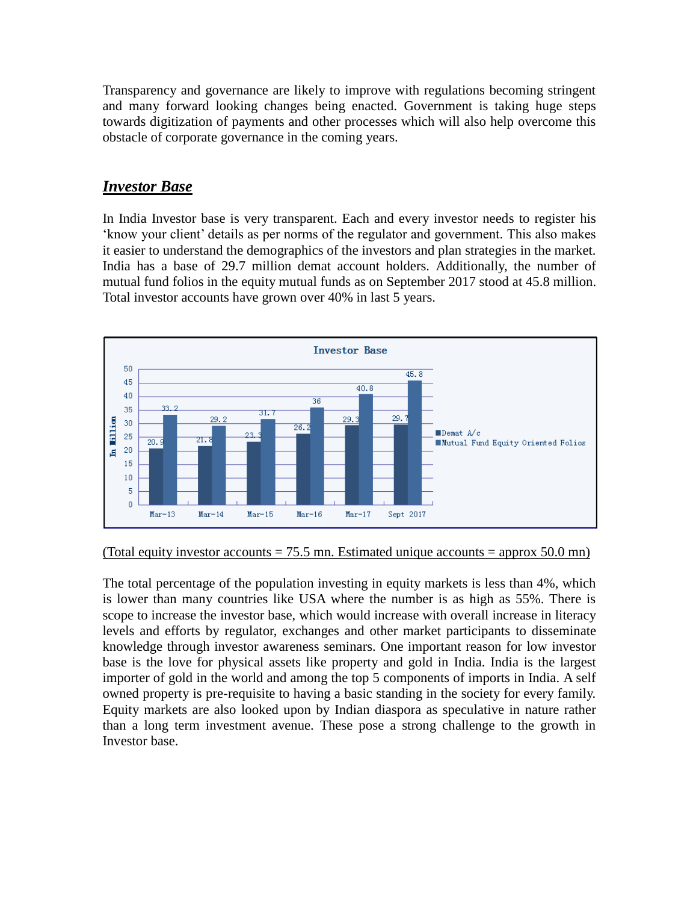Transparency and governance are likely to improve with regulations becoming stringent and many forward looking changes being enacted. Government is taking huge steps towards digitization of payments and other processes which will also help overcome this obstacle of corporate governance in the coming years.

## ***Investor Base***

In India Investor base is very transparent. Each and every investor needs to register his 'know your client' details as per norms of the regulator and government. This also makes it easier to understand the demographics of the investors and plan strategies in the market. India has a base of 29.7 million demat account holders. Additionally, the number of mutual fund folios in the equity mutual funds as on September 2017 stood at 45.8 million. Total investor accounts have grown over 40% in last 5 years.

**Investor Base** (In Million)

| | Mar-13 | Mar-14 | Mar-15 | Mar-16 | Mar-17 | Sept 2017 |
|---|---|---|---|---|---|---|
| Demat A/c | 20.9 | 21.8 | 23.3 | 26.2 | 29.3 | 29.7 |
| Mutual Fund Equity Oriented Folios | 33.2 | 29.2 | 31.7 | 36 | 40.8 | 45.8 |

(Total equity investor accounts = 75.5 mn. Estimated unique accounts = approx 50.0 mn)

The total percentage of the population investing in equity markets is less than 4%, which is lower than many countries like USA where the number is as high as 55%. There is scope to increase the investor base, which would increase with overall increase in literacy levels and efforts by regulator, exchanges and other market participants to disseminate knowledge through investor awareness seminars. One important reason for low investor base is the love for physical assets like property and gold in India. India is the largest importer of gold in the world and among the top 5 components of imports in India. A self owned property is pre-requisite to having a basic standing in the society for every family. Equity markets are also looked upon by Indian diaspora as speculative in nature rather than a long term investment avenue. These pose a strong challenge to the growth in Investor base.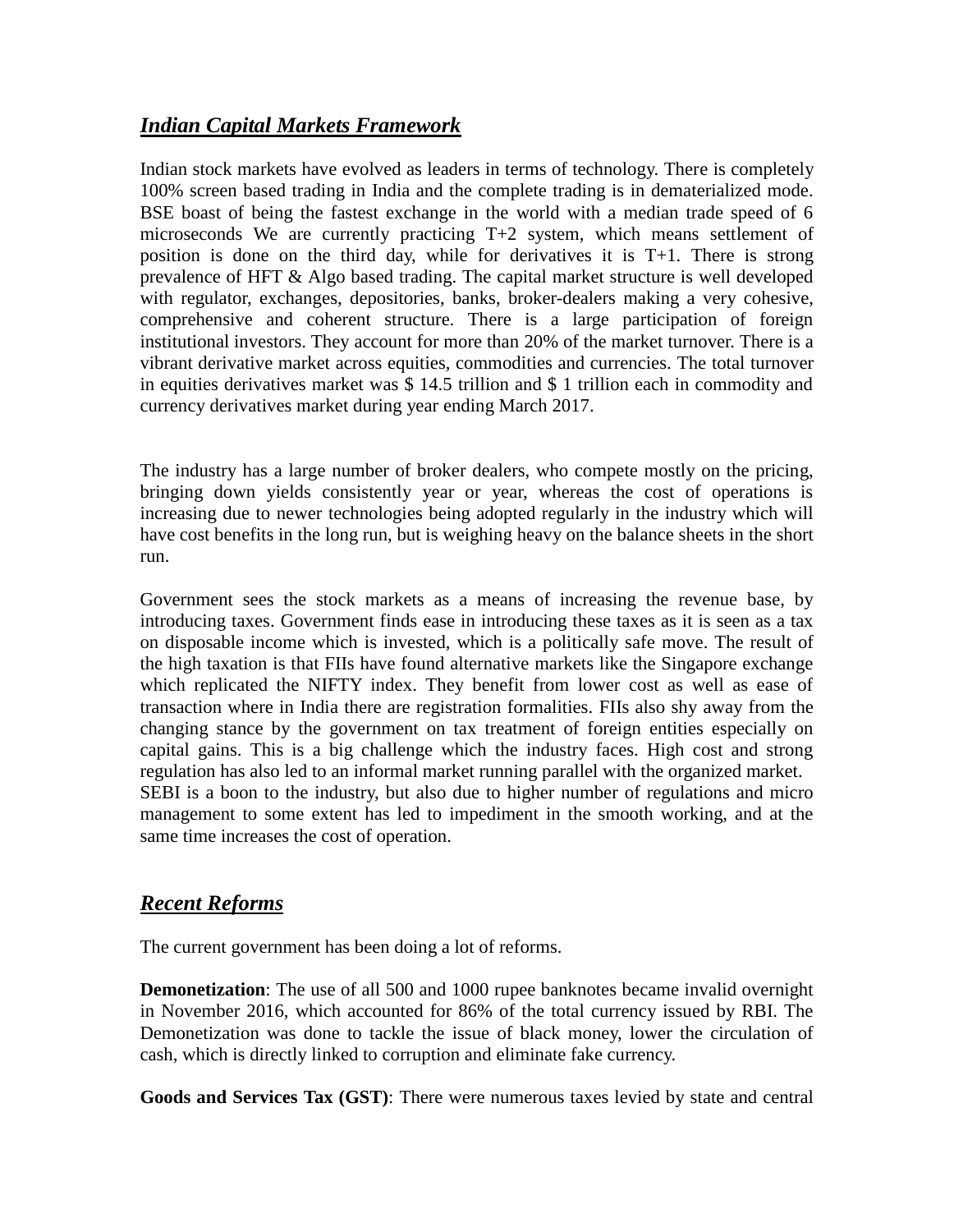## ***Indian Capital Markets Framework***

Indian stock markets have evolved as leaders in terms of technology. There is completely 100% screen based trading in India and the complete trading is in dematerialized mode. BSE boast of being the fastest exchange in the world with a median trade speed of 6 microseconds We are currently practicing T+2 system, which means settlement of position is done on the third day, while for derivatives it is T+1. There is strong prevalence of HFT & Algo based trading. The capital market structure is well developed with regulator, exchanges, depositories, banks, broker-dealers making a very cohesive, comprehensive and coherent structure. There is a large participation of foreign institutional investors. They account for more than 20% of the market turnover. There is a vibrant derivative market across equities, commodities and currencies. The total turnover in equities derivatives market was $ 14.5 trillion and $ 1 trillion each in commodity and currency derivatives market during year ending March 2017.

The industry has a large number of broker dealers, who compete mostly on the pricing, bringing down yields consistently year or year, whereas the cost of operations is increasing due to newer technologies being adopted regularly in the industry which will have cost benefits in the long run, but is weighing heavy on the balance sheets in the short run.

Government sees the stock markets as a means of increasing the revenue base, by introducing taxes. Government finds ease in introducing these taxes as it is seen as a tax on disposable income which is invested, which is a politically safe move. The result of the high taxation is that FIIs have found alternative markets like the Singapore exchange which replicated the NIFTY index. They benefit from lower cost as well as ease of transaction where in India there are registration formalities. FIIs also shy away from the changing stance by the government on tax treatment of foreign entities especially on capital gains. This is a big challenge which the industry faces. High cost and strong regulation has also led to an informal market running parallel with the organized market. SEBI is a boon to the industry, but also due to higher number of regulations and micro management to some extent has led to impediment in the smooth working, and at the same time increases the cost of operation.

## ***Recent Reforms***

The current government has been doing a lot of reforms.

**Demonetization**: The use of all 500 and 1000 rupee banknotes became invalid overnight in November 2016, which accounted for 86% of the total currency issued by RBI. The Demonetization was done to tackle the issue of black money, lower the circulation of cash, which is directly linked to corruption and eliminate fake currency.

**Goods and Services Tax (GST)**: There were numerous taxes levied by state and central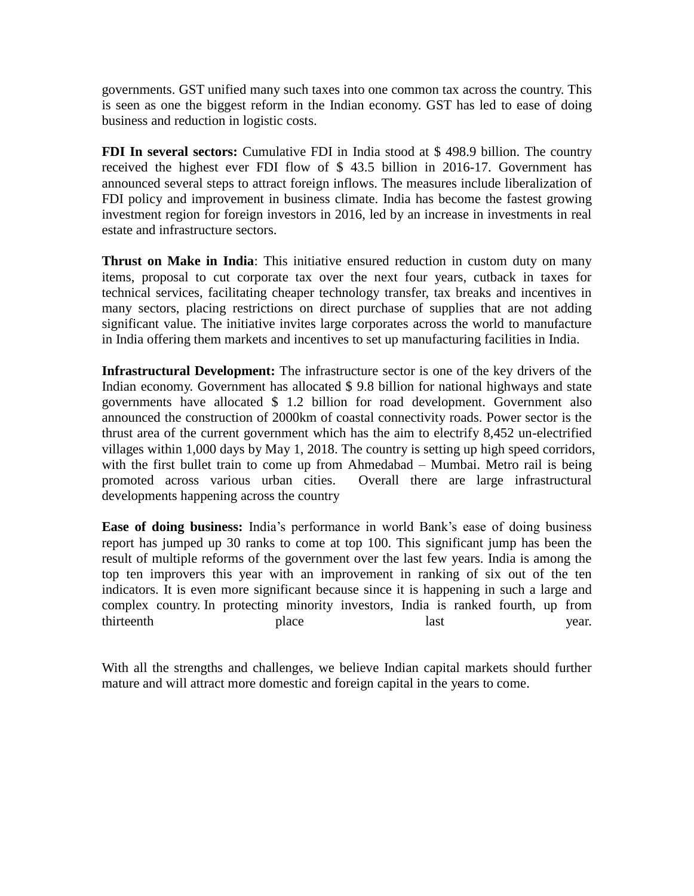governments. GST unified many such taxes into one common tax across the country. This is seen as one the biggest reform in the Indian economy. GST has led to ease of doing business and reduction in logistic costs.

**FDI In several sectors:** Cumulative FDI in India stood at $ 498.9 billion. The country received the highest ever FDI flow of $ 43.5 billion in 2016-17. Government has announced several steps to attract foreign inflows. The measures include liberalization of FDI policy and improvement in business climate. India has become the fastest growing investment region for foreign investors in 2016, led by an increase in investments in real estate and infrastructure sectors.

**Thrust on Make in India**: This initiative ensured reduction in custom duty on many items, proposal to cut corporate tax over the next four years, cutback in taxes for technical services, facilitating cheaper technology transfer, tax breaks and incentives in many sectors, placing restrictions on direct purchase of supplies that are not adding significant value. The initiative invites large corporates across the world to manufacture in India offering them markets and incentives to set up manufacturing facilities in India.

**Infrastructural Development:** The infrastructure sector is one of the key drivers of the Indian economy. Government has allocated $ 9.8 billion for national highways and state governments have allocated $ 1.2 billion for road development. Government also announced the construction of 2000km of coastal connectivity roads. Power sector is the thrust area of the current government which has the aim to electrify 8,452 un-electrified villages within 1,000 days by May 1, 2018. The country is setting up high speed corridors, with the first bullet train to come up from Ahmedabad – Mumbai. Metro rail is being promoted across various urban cities. Overall there are large infrastructural developments happening across the country

**Ease of doing business:** India's performance in world Bank's ease of doing business report has jumped up 30 ranks to come at top 100. This significant jump has been the result of multiple reforms of the government over the last few years. India is among the top ten improvers this year with an improvement in ranking of six out of the ten indicators. It is even more significant because since it is happening in such a large and complex country. In protecting minority investors, India is ranked fourth, up from thirteenth place last year.

With all the strengths and challenges, we believe Indian capital markets should further mature and will attract more domestic and foreign capital in the years to come.